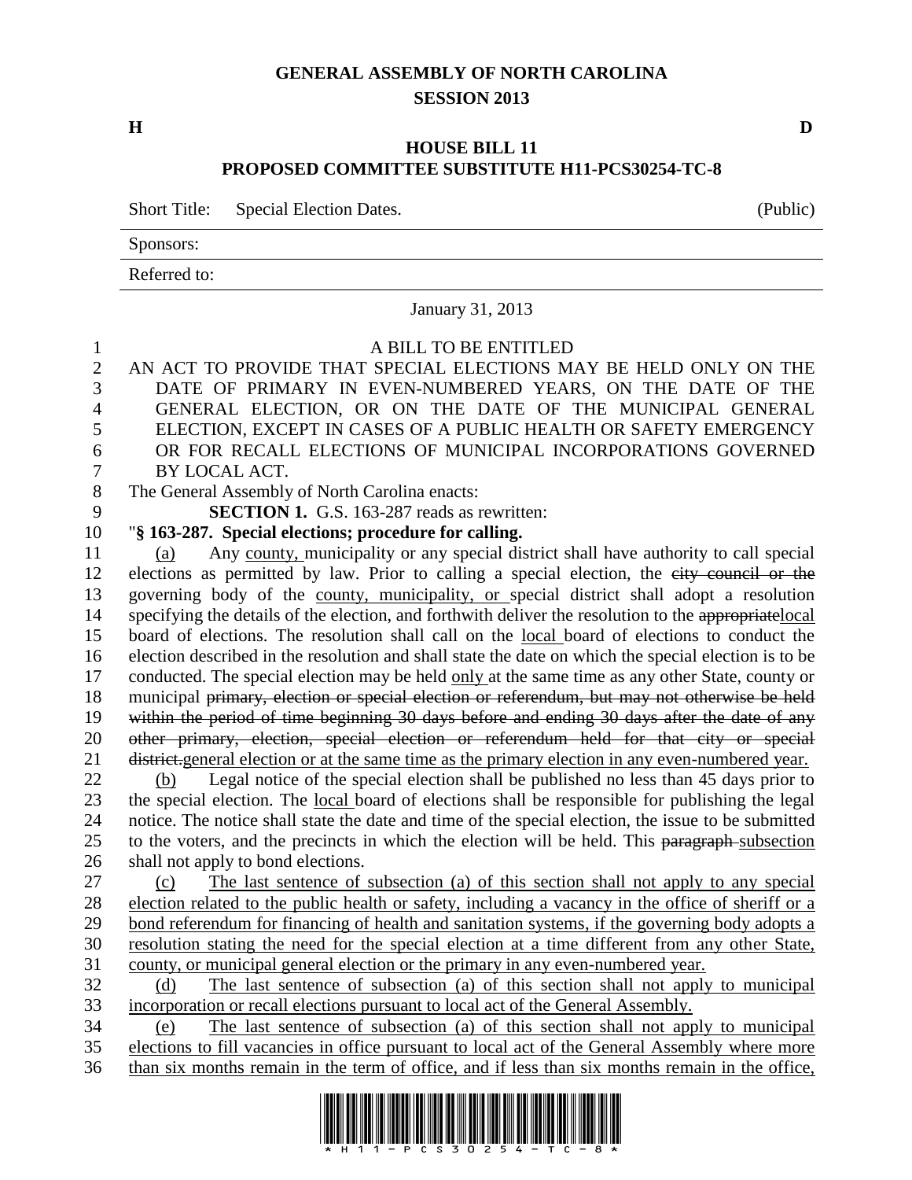# GENERAL ASSEMBLY OF NORTH CAROLINA
## SESSION 2013

**H** **D**

## HOUSE BILL 11
## PROPOSED COMMITTEE SUBSTITUTE H11-PCS30254-TC-8

Short Title: Special Election Dates. (Public)

Sponsors:

Referred to:

January 31, 2013

A BILL TO BE ENTITLED

AN ACT TO PROVIDE THAT SPECIAL ELECTIONS MAY BE HELD ONLY ON THE DATE OF PRIMARY IN EVEN-NUMBERED YEARS, ON THE DATE OF THE GENERAL ELECTION, OR ON THE DATE OF THE MUNICIPAL GENERAL ELECTION, EXCEPT IN CASES OF A PUBLIC HEALTH OR SAFETY EMERGENCY OR FOR RECALL ELECTIONS OF MUNICIPAL INCORPORATIONS GOVERNED BY LOCAL ACT.

The General Assembly of North Carolina enacts:

**SECTION 1.** G.S. 163-287 reads as rewritten:

"**§ 163-287. Special elections; procedure for calling.**

(a) Any county, municipality or any special district shall have authority to call special elections as permitted by law. Prior to calling a special election, the ~~city council or the~~ governing body of the county, municipality, or special district shall adopt a resolution specifying the details of the election, and forthwith deliver the resolution to the ~~appropriate~~local board of elections. The resolution shall call on the local board of elections to conduct the election described in the resolution and shall state the date on which the special election is to be conducted. The special election may be held only at the same time as any other State, county or municipal ~~primary, election or special election or referendum, but may not otherwise be held within the period of time beginning 30 days before and ending 30 days after the date of any other primary, election, special election or referendum held for that city or special district.~~general election or at the same time as the primary election in any even-numbered year.

(b) Legal notice of the special election shall be published no less than 45 days prior to the special election. The local board of elections shall be responsible for publishing the legal notice. The notice shall state the date and time of the special election, the issue to be submitted to the voters, and the precincts in which the election will be held. This ~~paragraph~~ subsection shall not apply to bond elections.

(c) The last sentence of subsection (a) of this section shall not apply to any special election related to the public health or safety, including a vacancy in the office of sheriff or a bond referendum for financing of health and sanitation systems, if the governing body adopts a resolution stating the need for the special election at a time different from any other State, county, or municipal general election or the primary in any even-numbered year.

(d) The last sentence of subsection (a) of this section shall not apply to municipal incorporation or recall elections pursuant to local act of the General Assembly.

(e) The last sentence of subsection (a) of this section shall not apply to municipal elections to fill vacancies in office pursuant to local act of the General Assembly where more than six months remain in the term of office, and if less than six months remain in the office,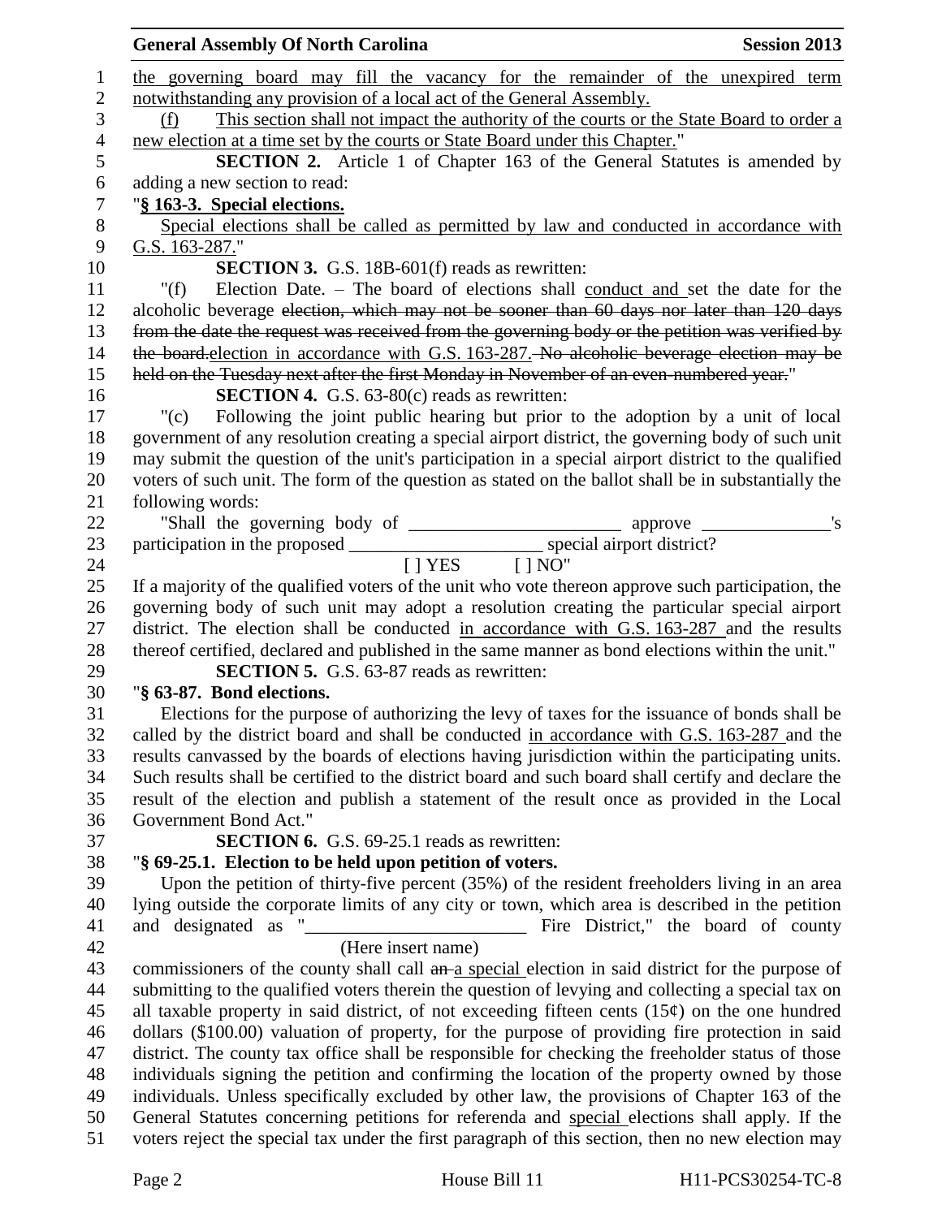the governing board may fill the vacancy for the remainder of the unexpired term notwithstanding any provision of a local act of the General Assembly.

(f) This section shall not impact the authority of the courts or the State Board to order a new election at a time set by the courts or State Board under this Chapter."

**SECTION 2.** Article 1 of Chapter 163 of the General Statutes is amended by adding a new section to read:

"**§ 163-3. Special elections.**

Special elections shall be called as permitted by law and conducted in accordance with G.S. 163-287."

**SECTION 3.** G.S. 18B-601(f) reads as rewritten:

"(f) Election Date. – The board of elections shall conduct and set the date for the alcoholic beverage ~~election, which may not be sooner than 60 days nor later than 120 days from the date the request was received from the governing body or the petition was verified by the board.~~election in accordance with G.S. 163-287. ~~No alcoholic beverage election may be held on the Tuesday next after the first Monday in November of an even-numbered year.~~"

**SECTION 4.** G.S. 63-80(c) reads as rewritten:

"(c) Following the joint public hearing but prior to the adoption by a unit of local government of any resolution creating a special airport district, the governing body of such unit may submit the question of the unit's participation in a special airport district to the qualified voters of such unit. The form of the question as stated on the ballot shall be in substantially the following words:

"Shall the governing body of _______________________ approve ______________'s participation in the proposed _____________________ special airport district?

[ ] YES [ ] NO"

If a majority of the qualified voters of the unit who vote thereon approve such participation, the governing body of such unit may adopt a resolution creating the particular special airport district. The election shall be conducted in accordance with G.S. 163-287 and the results thereof certified, declared and published in the same manner as bond elections within the unit."

**SECTION 5.** G.S. 63-87 reads as rewritten:

"**§ 63-87. Bond elections.**

Elections for the purpose of authorizing the levy of taxes for the issuance of bonds shall be called by the district board and shall be conducted in accordance with G.S. 163-287 and the results canvassed by the boards of elections having jurisdiction within the participating units. Such results shall be certified to the district board and such board shall certify and declare the result of the election and publish a statement of the result once as provided in the Local Government Bond Act."

**SECTION 6.** G.S. 69-25.1 reads as rewritten:

"**§ 69-25.1. Election to be held upon petition of voters.**

Upon the petition of thirty-five percent (35%) of the resident freeholders living in an area lying outside the corporate limits of any city or town, which area is described in the petition and designated as "________________________ Fire District," the board of county
(Here insert name)
commissioners of the county shall call ~~an~~ a special election in said district for the purpose of submitting to the qualified voters therein the question of levying and collecting a special tax on all taxable property in said district, of not exceeding fifteen cents (15¢) on the one hundred dollars ($100.00) valuation of property, for the purpose of providing fire protection in said district. The county tax office shall be responsible for checking the freeholder status of those individuals signing the petition and confirming the location of the property owned by those individuals. Unless specifically excluded by other law, the provisions of Chapter 163 of the General Statutes concerning petitions for referenda and special elections shall apply. If the voters reject the special tax under the first paragraph of this section, then no new election may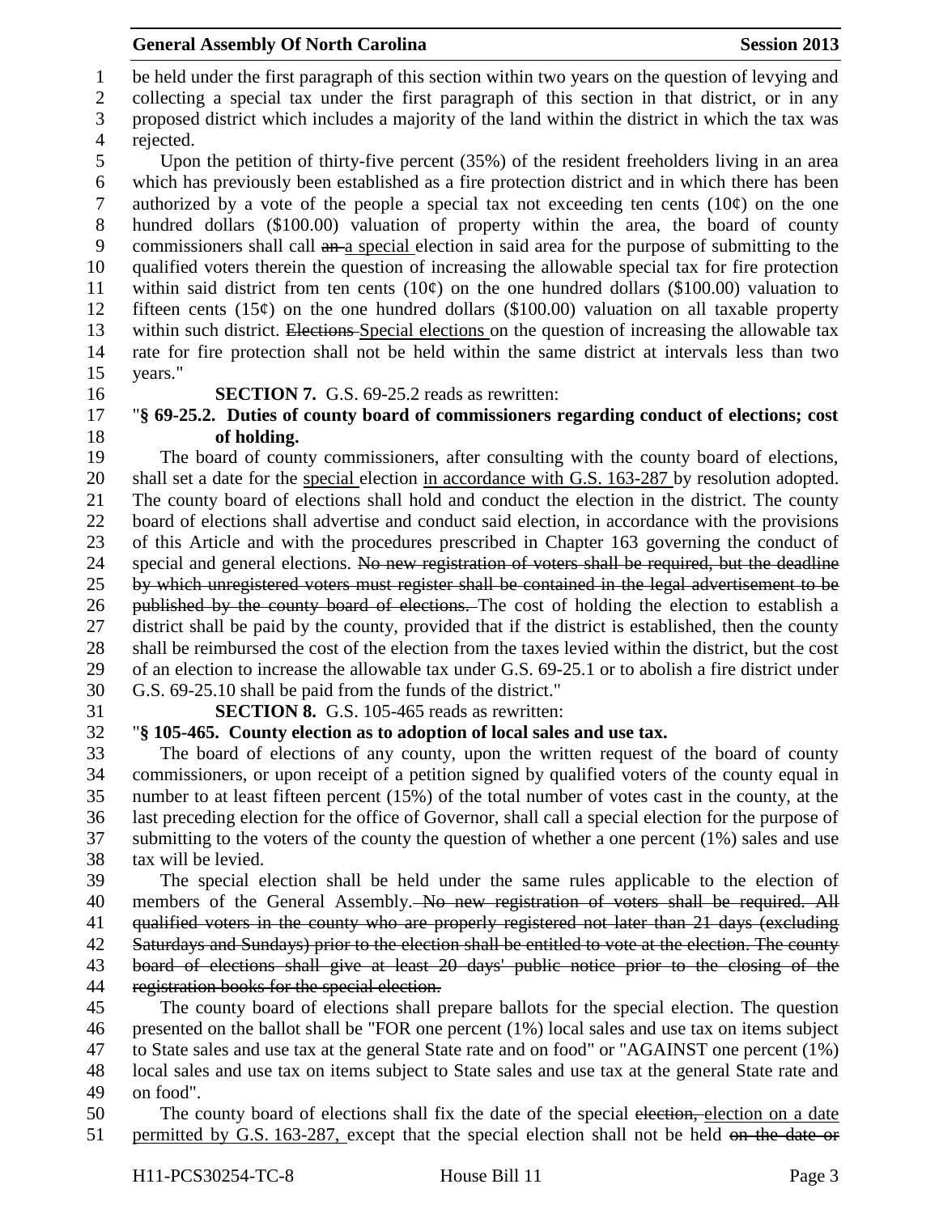be held under the first paragraph of this section within two years on the question of levying and collecting a special tax under the first paragraph of this section in that district, or in any proposed district which includes a majority of the land within the district in which the tax was rejected.

Upon the petition of thirty-five percent (35%) of the resident freeholders living in an area which has previously been established as a fire protection district and in which there has been authorized by a vote of the people a special tax not exceeding ten cents (10¢) on the one hundred dollars ($100.00) valuation of property within the area, the board of county commissioners shall call ~~an~~ a special election in said area for the purpose of submitting to the qualified voters therein the question of increasing the allowable special tax for fire protection within said district from ten cents (10¢) on the one hundred dollars ($100.00) valuation to fifteen cents (15¢) on the one hundred dollars ($100.00) valuation on all taxable property within such district. ~~Elections~~ Special elections on the question of increasing the allowable tax rate for fire protection shall not be held within the same district at intervals less than two years."

**SECTION 7.** G.S. 69-25.2 reads as rewritten:

"**§ 69-25.2. Duties of county board of commissioners regarding conduct of elections; cost of holding.**

The board of county commissioners, after consulting with the county board of elections, shall set a date for the special election in accordance with G.S. 163-287 by resolution adopted. The county board of elections shall hold and conduct the election in the district. The county board of elections shall advertise and conduct said election, in accordance with the provisions of this Article and with the procedures prescribed in Chapter 163 governing the conduct of special and general elections. ~~No new registration of voters shall be required, but the deadline by which unregistered voters must register shall be contained in the legal advertisement to be published by the county board of elections.~~ The cost of holding the election to establish a district shall be paid by the county, provided that if the district is established, then the county shall be reimbursed the cost of the election from the taxes levied within the district, but the cost of an election to increase the allowable tax under G.S. 69-25.1 or to abolish a fire district under G.S. 69-25.10 shall be paid from the funds of the district."

**SECTION 8.** G.S. 105-465 reads as rewritten:

"**§ 105-465. County election as to adoption of local sales and use tax.**

The board of elections of any county, upon the written request of the board of county commissioners, or upon receipt of a petition signed by qualified voters of the county equal in number to at least fifteen percent (15%) of the total number of votes cast in the county, at the last preceding election for the office of Governor, shall call a special election for the purpose of submitting to the voters of the county the question of whether a one percent (1%) sales and use tax will be levied.

The special election shall be held under the same rules applicable to the election of members of the General Assembly. ~~No new registration of voters shall be required. All qualified voters in the county who are properly registered not later than 21 days (excluding Saturdays and Sundays) prior to the election shall be entitled to vote at the election. The county board of elections shall give at least 20 days' public notice prior to the closing of the registration books for the special election.~~

The county board of elections shall prepare ballots for the special election. The question presented on the ballot shall be "FOR one percent (1%) local sales and use tax on items subject to State sales and use tax at the general State rate and on food" or "AGAINST one percent (1%) local sales and use tax on items subject to State sales and use tax at the general State rate and on food".

The county board of elections shall fix the date of the special ~~election,~~ election on a date permitted by G.S. 163-287, except that the special election shall not be held ~~on the date or~~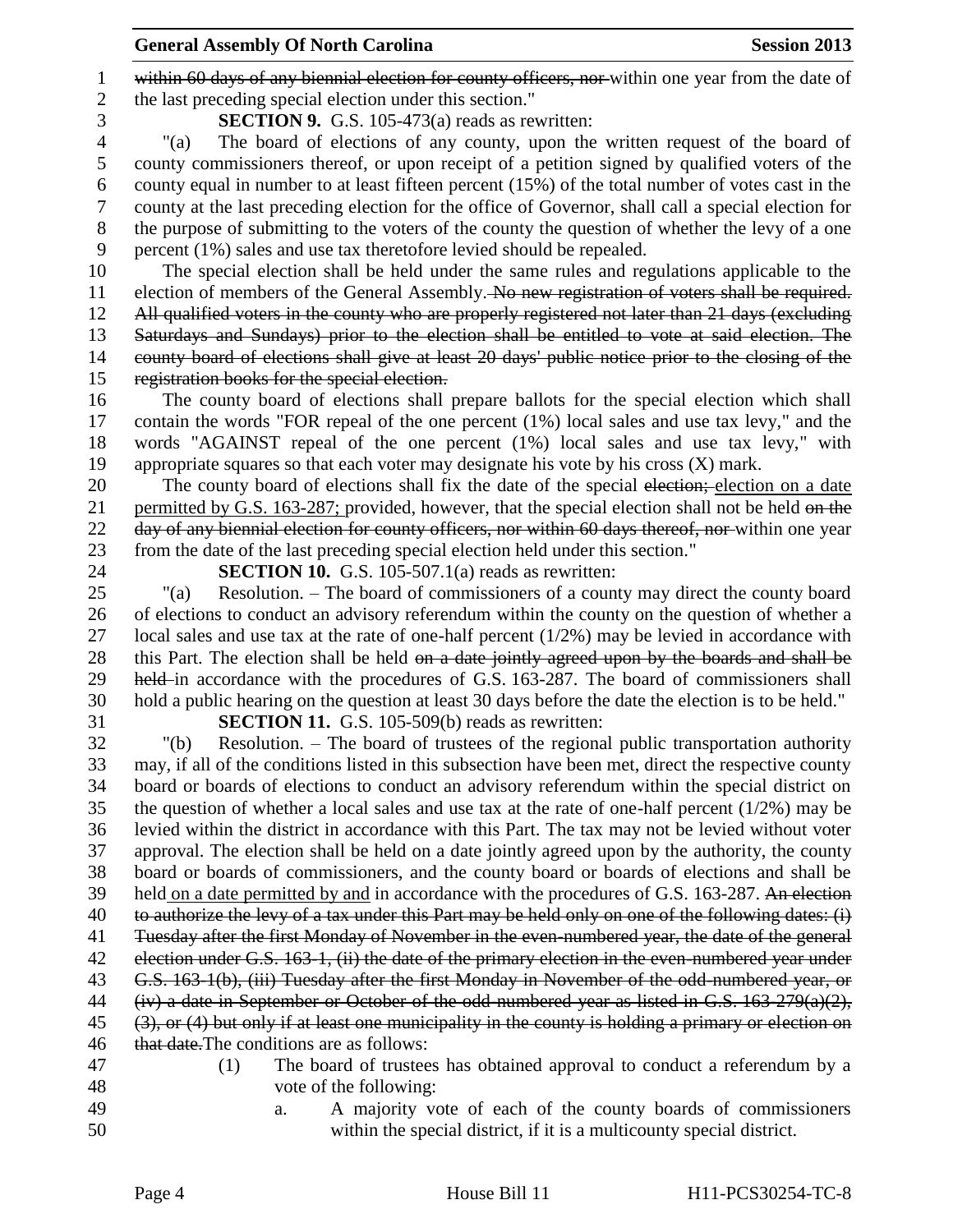~~within 60 days of any biennial election for county officers, nor~~ within one year from the date of the last preceding special election under this section."

**SECTION 9.** G.S. 105-473(a) reads as rewritten:

"(a) The board of elections of any county, upon the written request of the board of county commissioners thereof, or upon receipt of a petition signed by qualified voters of the county equal in number to at least fifteen percent (15%) of the total number of votes cast in the county at the last preceding election for the office of Governor, shall call a special election for the purpose of submitting to the voters of the county the question of whether the levy of a one percent (1%) sales and use tax theretofore levied should be repealed.

The special election shall be held under the same rules and regulations applicable to the election of members of the General Assembly. ~~No new registration of voters shall be required. All qualified voters in the county who are properly registered not later than 21 days (excluding Saturdays and Sundays) prior to the election shall be entitled to vote at said election. The county board of elections shall give at least 20 days' public notice prior to the closing of the registration books for the special election.~~

The county board of elections shall prepare ballots for the special election which shall contain the words "FOR repeal of the one percent (1%) local sales and use tax levy," and the words "AGAINST repeal of the one percent (1%) local sales and use tax levy," with appropriate squares so that each voter may designate his vote by his cross (X) mark.

The county board of elections shall fix the date of the special ~~election;~~ election on a date permitted by G.S. 163-287; provided, however, that the special election shall not be held ~~on the day of any biennial election for county officers, nor within 60 days thereof, nor~~ within one year from the date of the last preceding special election held under this section."

**SECTION 10.** G.S. 105-507.1(a) reads as rewritten:

"(a) Resolution. – The board of commissioners of a county may direct the county board of elections to conduct an advisory referendum within the county on the question of whether a local sales and use tax at the rate of one-half percent (1/2%) may be levied in accordance with this Part. The election shall be held ~~on a date jointly agreed upon by the boards and shall be held~~ in accordance with the procedures of G.S. 163-287. The board of commissioners shall hold a public hearing on the question at least 30 days before the date the election is to be held."

**SECTION 11.** G.S. 105-509(b) reads as rewritten:

"(b) Resolution. – The board of trustees of the regional public transportation authority may, if all of the conditions listed in this subsection have been met, direct the respective county board or boards of elections to conduct an advisory referendum within the special district on the question of whether a local sales and use tax at the rate of one-half percent (1/2%) may be levied within the district in accordance with this Part. The tax may not be levied without voter approval. The election shall be held on a date jointly agreed upon by the authority, the county board or boards of commissioners, and the county board or boards of elections and shall be held on a date permitted by and in accordance with the procedures of G.S. 163-287. ~~An election to authorize the levy of a tax under this Part may be held only on one of the following dates: (i) Tuesday after the first Monday of November in the even-numbered year, the date of the general election under G.S. 163-1, (ii) the date of the primary election in the even-numbered year under G.S. 163-1(b), (iii) Tuesday after the first Monday in November of the odd-numbered year, or (iv) a date in September or October of the odd-numbered year as listed in G.S. 163-279(a)(2), (3), or (4) but only if at least one municipality in the county is holding a primary or election on that date.~~The conditions are as follows:

(1) The board of trustees has obtained approval to conduct a referendum by a vote of the following:

a. A majority vote of each of the county boards of commissioners within the special district, if it is a multicounty special district.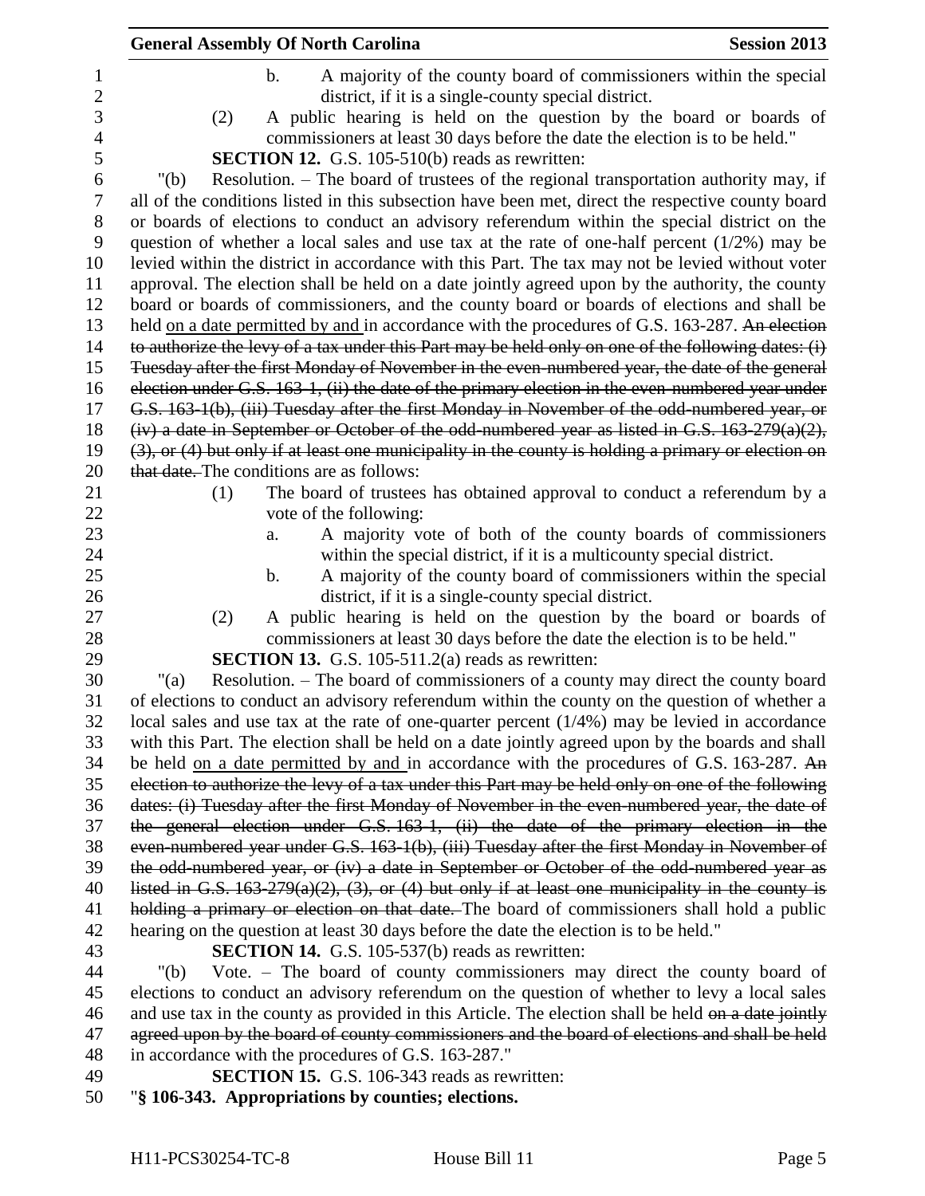b. A majority of the county board of commissioners within the special district, if it is a single-county special district.

(2) A public hearing is held on the question by the board or boards of commissioners at least 30 days before the date the election is to be held."

**SECTION 12.** G.S. 105-510(b) reads as rewritten:

"(b) Resolution. – The board of trustees of the regional transportation authority may, if all of the conditions listed in this subsection have been met, direct the respective county board or boards of elections to conduct an advisory referendum within the special district on the question of whether a local sales and use tax at the rate of one-half percent (1/2%) may be levied within the district in accordance with this Part. The tax may not be levied without voter approval. The election shall be held on a date jointly agreed upon by the authority, the county board or boards of commissioners, and the county board or boards of elections and shall be held on a date permitted by and in accordance with the procedures of G.S. 163-287. ~~An election to authorize the levy of a tax under this Part may be held only on one of the following dates: (i) Tuesday after the first Monday of November in the even-numbered year, the date of the general election under G.S. 163-1, (ii) the date of the primary election in the even-numbered year under G.S. 163-1(b), (iii) Tuesday after the first Monday in November of the odd-numbered year, or (iv) a date in September or October of the odd-numbered year as listed in G.S. 163-279(a)(2), (3), or (4) but only if at least one municipality in the county is holding a primary or election on that date.~~ The conditions are as follows:

(1) The board of trustees has obtained approval to conduct a referendum by a vote of the following:

a. A majority vote of both of the county boards of commissioners within the special district, if it is a multicounty special district.

b. A majority of the county board of commissioners within the special district, if it is a single-county special district.

(2) A public hearing is held on the question by the board or boards of commissioners at least 30 days before the date the election is to be held."

**SECTION 13.** G.S. 105-511.2(a) reads as rewritten:

"(a) Resolution. – The board of commissioners of a county may direct the county board of elections to conduct an advisory referendum within the county on the question of whether a local sales and use tax at the rate of one-quarter percent (1/4%) may be levied in accordance with this Part. The election shall be held on a date jointly agreed upon by the boards and shall be held on a date permitted by and in accordance with the procedures of G.S. 163-287. ~~An election to authorize the levy of a tax under this Part may be held only on one of the following dates: (i) Tuesday after the first Monday of November in the even-numbered year, the date of the general election under G.S. 163-1, (ii) the date of the primary election in the even-numbered year under G.S. 163-1(b), (iii) Tuesday after the first Monday in November of the odd-numbered year, or (iv) a date in September or October of the odd-numbered year as listed in G.S. 163-279(a)(2), (3), or (4) but only if at least one municipality in the county is holding a primary or election on that date.~~ The board of commissioners shall hold a public hearing on the question at least 30 days before the date the election is to be held."

**SECTION 14.** G.S. 105-537(b) reads as rewritten:

"(b) Vote. – The board of county commissioners may direct the county board of elections to conduct an advisory referendum on the question of whether to levy a local sales and use tax in the county as provided in this Article. The election shall be held ~~on a date jointly agreed upon by the board of county commissioners and the board of elections and shall be held~~ in accordance with the procedures of G.S. 163-287."

**SECTION 15.** G.S. 106-343 reads as rewritten:

"**§ 106-343. Appropriations by counties; elections.**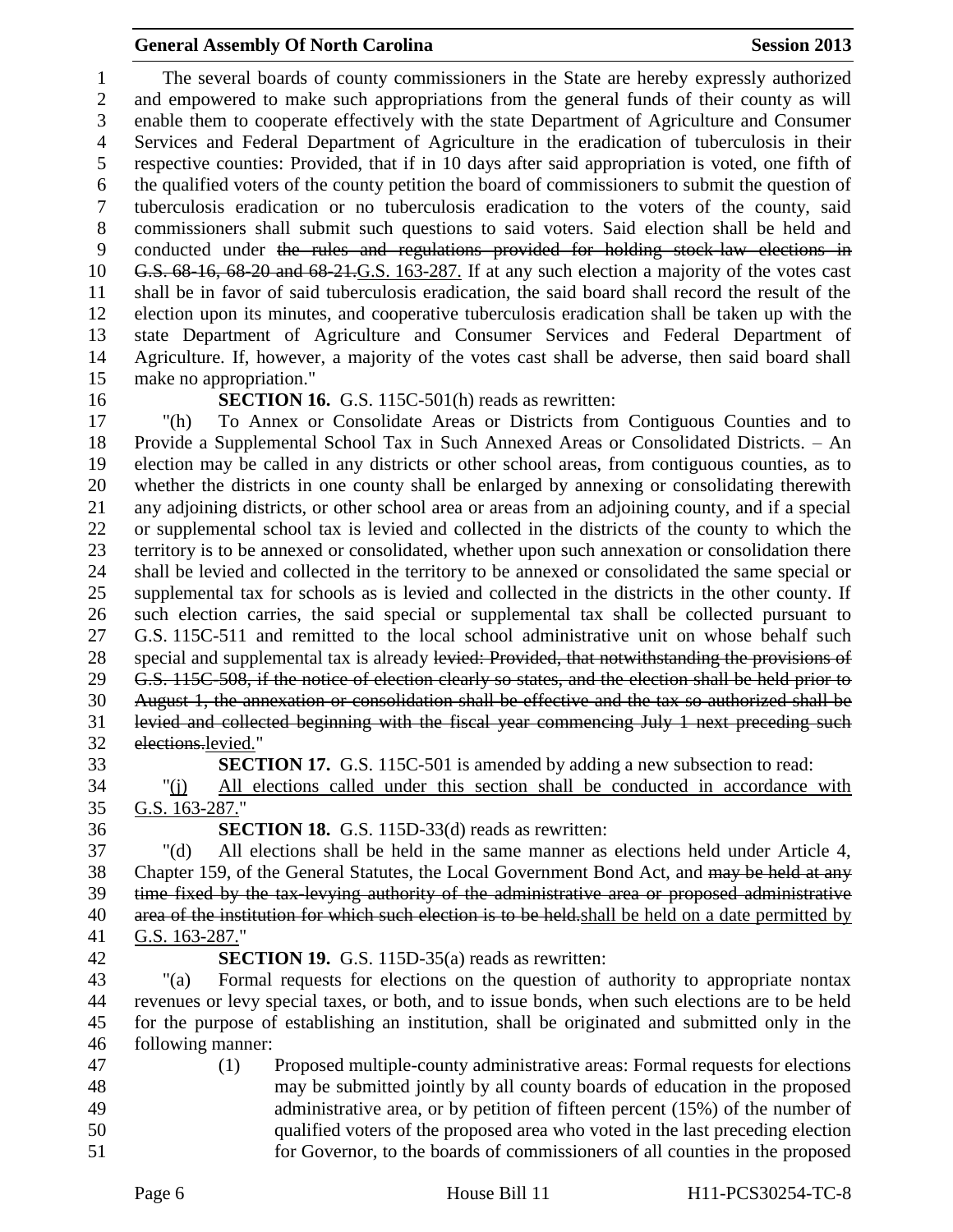The several boards of county commissioners in the State are hereby expressly authorized and empowered to make such appropriations from the general funds of their county as will enable them to cooperate effectively with the state Department of Agriculture and Consumer Services and Federal Department of Agriculture in the eradication of tuberculosis in their respective counties: Provided, that if in 10 days after said appropriation is voted, one fifth of the qualified voters of the county petition the board of commissioners to submit the question of tuberculosis eradication or no tuberculosis eradication to the voters of the county, said commissioners shall submit such questions to said voters. Said election shall be held and conducted under ~~the rules and regulations provided for holding stock-law elections in G.S. 68-16, 68-20 and 68-21.~~G.S. 163-287. If at any such election a majority of the votes cast shall be in favor of said tuberculosis eradication, the said board shall record the result of the election upon its minutes, and cooperative tuberculosis eradication shall be taken up with the state Department of Agriculture and Consumer Services and Federal Department of Agriculture. If, however, a majority of the votes cast shall be adverse, then said board shall make no appropriation."

**SECTION 16.** G.S. 115C-501(h) reads as rewritten:

"(h) To Annex or Consolidate Areas or Districts from Contiguous Counties and to Provide a Supplemental School Tax in Such Annexed Areas or Consolidated Districts. – An election may be called in any districts or other school areas, from contiguous counties, as to whether the districts in one county shall be enlarged by annexing or consolidating therewith any adjoining districts, or other school area or areas from an adjoining county, and if a special or supplemental school tax is levied and collected in the districts of the county to which the territory is to be annexed or consolidated, whether upon such annexation or consolidation there shall be levied and collected in the territory to be annexed or consolidated the same special or supplemental tax for schools as is levied and collected in the districts in the other county. If such election carries, the said special or supplemental tax shall be collected pursuant to G.S. 115C-511 and remitted to the local school administrative unit on whose behalf such special and supplemental tax is already ~~levied: Provided, that notwithstanding the provisions of G.S. 115C-508, if the notice of election clearly so states, and the election shall be held prior to August 1, the annexation or consolidation shall be effective and the tax so authorized shall be levied and collected beginning with the fiscal year commencing July 1 next preceding such elections.~~levied."

**SECTION 17.** G.S. 115C-501 is amended by adding a new subsection to read:

"(j) All elections called under this section shall be conducted in accordance with G.S. 163-287."

**SECTION 18.** G.S. 115D-33(d) reads as rewritten:

"(d) All elections shall be held in the same manner as elections held under Article 4, Chapter 159, of the General Statutes, the Local Government Bond Act, and ~~may be held at any time fixed by the tax-levying authority of the administrative area or proposed administrative area of the institution for which such election is to be held.~~shall be held on a date permitted by G.S. 163-287."

**SECTION 19.** G.S. 115D-35(a) reads as rewritten:

"(a) Formal requests for elections on the question of authority to appropriate nontax revenues or levy special taxes, or both, and to issue bonds, when such elections are to be held for the purpose of establishing an institution, shall be originated and submitted only in the following manner:

(1) Proposed multiple-county administrative areas: Formal requests for elections may be submitted jointly by all county boards of education in the proposed administrative area, or by petition of fifteen percent (15%) of the number of qualified voters of the proposed area who voted in the last preceding election for Governor, to the boards of commissioners of all counties in the proposed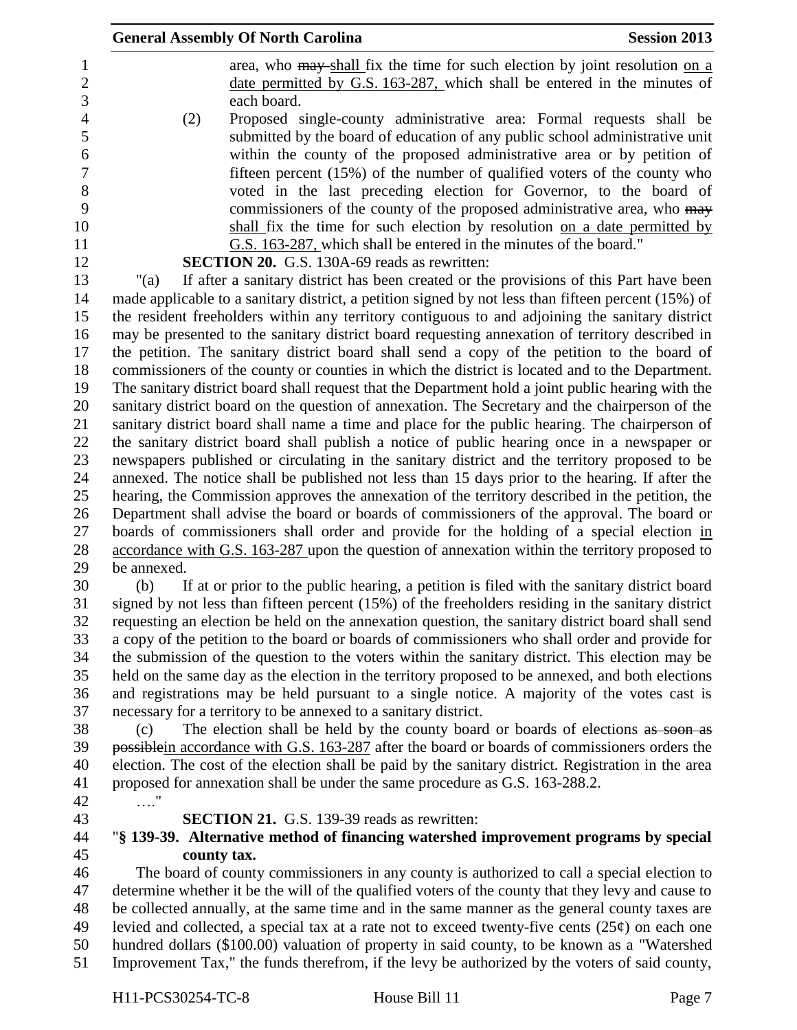area, who ~~may~~ shall fix the time for such election by joint resolution on a date permitted by G.S. 163-287, which shall be entered in the minutes of each board.

(2) Proposed single-county administrative area: Formal requests shall be submitted by the board of education of any public school administrative unit within the county of the proposed administrative area or by petition of fifteen percent (15%) of the number of qualified voters of the county who voted in the last preceding election for Governor, to the board of commissioners of the county of the proposed administrative area, who ~~may~~ shall fix the time for such election by resolution on a date permitted by G.S. 163-287, which shall be entered in the minutes of the board."

**SECTION 20.** G.S. 130A-69 reads as rewritten:

"(a) If after a sanitary district has been created or the provisions of this Part have been made applicable to a sanitary district, a petition signed by not less than fifteen percent (15%) of the resident freeholders within any territory contiguous to and adjoining the sanitary district may be presented to the sanitary district board requesting annexation of territory described in the petition. The sanitary district board shall send a copy of the petition to the board of commissioners of the county or counties in which the district is located and to the Department. The sanitary district board shall request that the Department hold a joint public hearing with the sanitary district board on the question of annexation. The Secretary and the chairperson of the sanitary district board shall name a time and place for the public hearing. The chairperson of the sanitary district board shall publish a notice of public hearing once in a newspaper or newspapers published or circulating in the sanitary district and the territory proposed to be annexed. The notice shall be published not less than 15 days prior to the hearing. If after the hearing, the Commission approves the annexation of the territory described in the petition, the Department shall advise the board or boards of commissioners of the approval. The board or boards of commissioners shall order and provide for the holding of a special election in accordance with G.S. 163-287 upon the question of annexation within the territory proposed to be annexed.

(b) If at or prior to the public hearing, a petition is filed with the sanitary district board signed by not less than fifteen percent (15%) of the freeholders residing in the sanitary district requesting an election be held on the annexation question, the sanitary district board shall send a copy of the petition to the board or boards of commissioners who shall order and provide for the submission of the question to the voters within the sanitary district. This election may be held on the same day as the election in the territory proposed to be annexed, and both elections and registrations may be held pursuant to a single notice. A majority of the votes cast is necessary for a territory to be annexed to a sanitary district.

(c) The election shall be held by the county board or boards of elections ~~as soon as possible~~in accordance with G.S. 163-287 after the board or boards of commissioners orders the election. The cost of the election shall be paid by the sanitary district. Registration in the area proposed for annexation shall be under the same procedure as G.S. 163-288.2.

…."

**SECTION 21.** G.S. 139-39 reads as rewritten:

"**§ 139-39. Alternative method of financing watershed improvement programs by special county tax.**

The board of county commissioners in any county is authorized to call a special election to determine whether it be the will of the qualified voters of the county that they levy and cause to be collected annually, at the same time and in the same manner as the general county taxes are levied and collected, a special tax at a rate not to exceed twenty-five cents (25¢) on each one hundred dollars ($100.00) valuation of property in said county, to be known as a "Watershed Improvement Tax," the funds therefrom, if the levy be authorized by the voters of said county,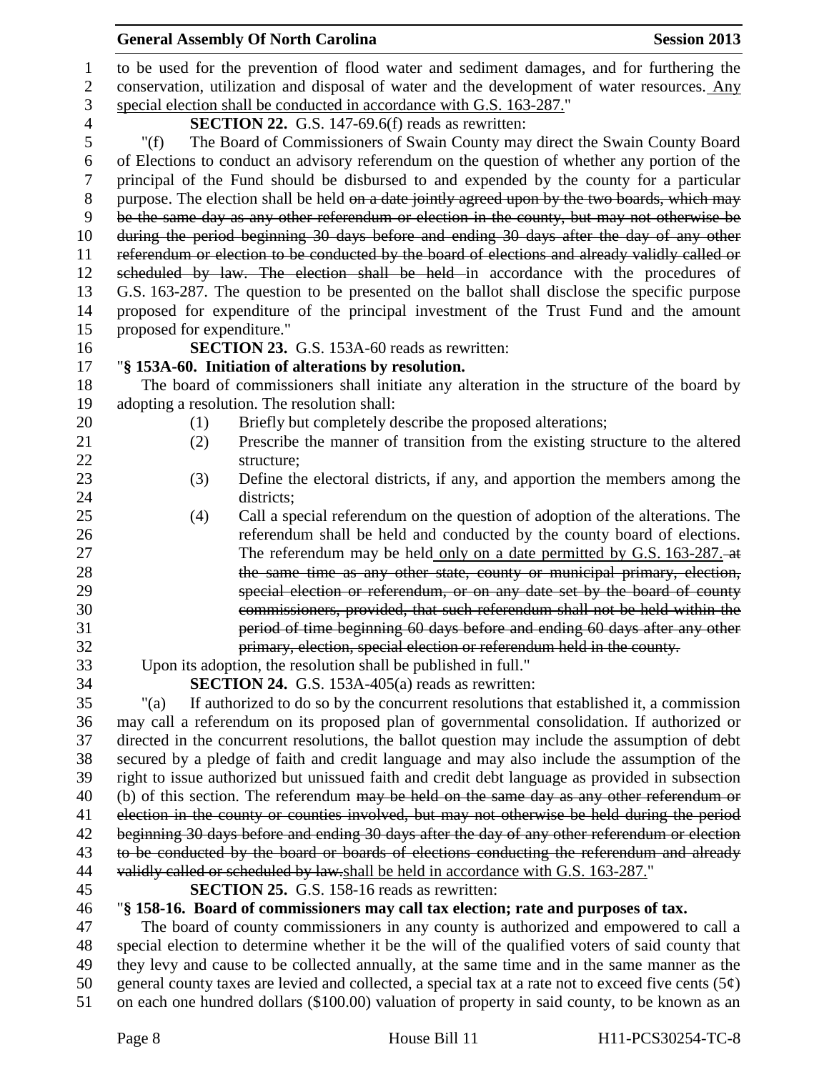to be used for the prevention of flood water and sediment damages, and for furthering the conservation, utilization and disposal of water and the development of water resources. Any special election shall be conducted in accordance with G.S. 163-287."

**SECTION 22.** G.S. 147-69.6(f) reads as rewritten:

"(f) The Board of Commissioners of Swain County may direct the Swain County Board of Elections to conduct an advisory referendum on the question of whether any portion of the principal of the Fund should be disbursed to and expended by the county for a particular purpose. The election shall be held ~~on a date jointly agreed upon by the two boards, which may be the same day as any other referendum or election in the county, but may not otherwise be during the period beginning 30 days before and ending 30 days after the day of any other referendum or election to be conducted by the board of elections and already validly called or scheduled by law. The election shall be held~~ in accordance with the procedures of G.S. 163-287. The question to be presented on the ballot shall disclose the specific purpose proposed for expenditure of the principal investment of the Trust Fund and the amount proposed for expenditure."

**SECTION 23.** G.S. 153A-60 reads as rewritten:

"**§ 153A-60. Initiation of alterations by resolution.**

The board of commissioners shall initiate any alteration in the structure of the board by adopting a resolution. The resolution shall:

(1) Briefly but completely describe the proposed alterations;

(2) Prescribe the manner of transition from the existing structure to the altered structure;

(3) Define the electoral districts, if any, and apportion the members among the districts;

(4) Call a special referendum on the question of adoption of the alterations. The referendum shall be held and conducted by the county board of elections. The referendum may be held only on a date permitted by G.S. 163-287. ~~at the same time as any other state, county or municipal primary, election, special election or referendum, or on any date set by the board of county commissioners, provided, that such referendum shall not be held within the period of time beginning 60 days before and ending 60 days after any other primary, election, special election or referendum held in the county.~~

Upon its adoption, the resolution shall be published in full."

**SECTION 24.** G.S. 153A-405(a) reads as rewritten:

"(a) If authorized to do so by the concurrent resolutions that established it, a commission may call a referendum on its proposed plan of governmental consolidation. If authorized or directed in the concurrent resolutions, the ballot question may include the assumption of debt secured by a pledge of faith and credit language and may also include the assumption of the right to issue authorized but unissued faith and credit debt language as provided in subsection (b) of this section. The referendum ~~may be held on the same day as any other referendum or election in the county or counties involved, but may not otherwise be held during the period beginning 30 days before and ending 30 days after the day of any other referendum or election to be conducted by the board or boards of elections conducting the referendum and already validly called or scheduled by law.~~shall be held in accordance with G.S. 163-287."

**SECTION 25.** G.S. 158-16 reads as rewritten:

"**§ 158-16. Board of commissioners may call tax election; rate and purposes of tax.**

The board of county commissioners in any county is authorized and empowered to call a special election to determine whether it be the will of the qualified voters of said county that they levy and cause to be collected annually, at the same time and in the same manner as the general county taxes are levied and collected, a special tax at a rate not to exceed five cents (5¢) on each one hundred dollars ($100.00) valuation of property in said county, to be known as an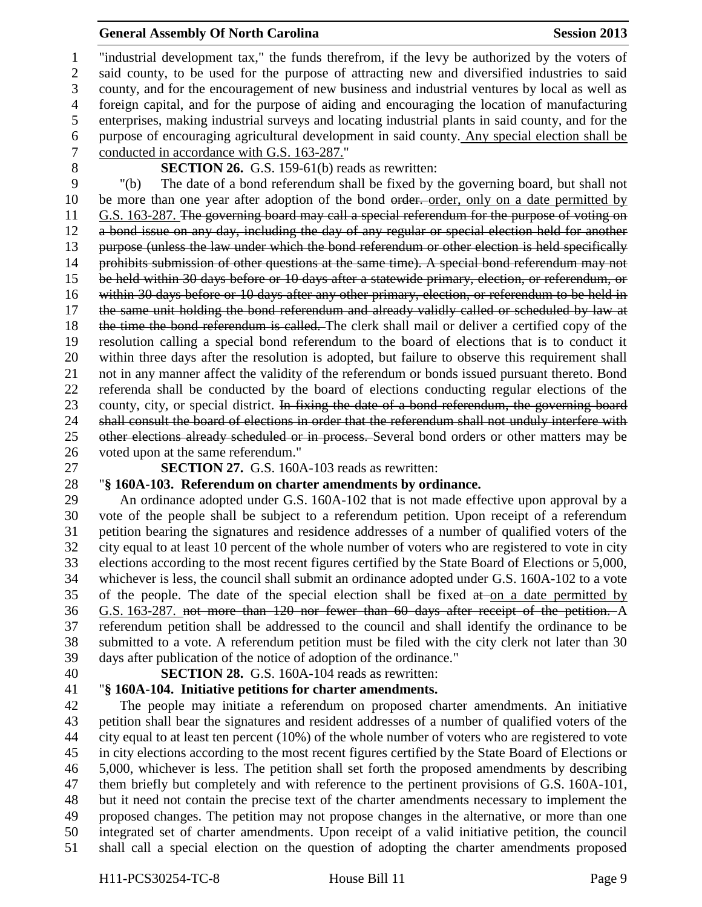"industrial development tax," the funds therefrom, if the levy be authorized by the voters of said county, to be used for the purpose of attracting new and diversified industries to said county, and for the encouragement of new business and industrial ventures by local as well as foreign capital, and for the purpose of aiding and encouraging the location of manufacturing enterprises, making industrial surveys and locating industrial plants in said county, and for the purpose of encouraging agricultural development in said county. <u>Any special election shall be conducted in accordance with G.S. 163-287.</u>"

**SECTION 26.** G.S. 159-61(b) reads as rewritten:

"(b) The date of a bond referendum shall be fixed by the governing board, but shall not be more than one year after adoption of the bond ~~order.~~ <u>order, only on a date permitted by G.S. 163-287.</u> ~~The governing board may call a special referendum for the purpose of voting on a bond issue on any day, including the day of any regular or special election held for another purpose (unless the law under which the bond referendum or other election is held specifically prohibits submission of other questions at the same time). A special bond referendum may not be held within 30 days before or 10 days after a statewide primary, election, or referendum, or within 30 days before or 10 days after any other primary, election, or referendum to be held in the same unit holding the bond referendum and already validly called or scheduled by law at the time the bond referendum is called.~~ The clerk shall mail or deliver a certified copy of the resolution calling a special bond referendum to the board of elections that is to conduct it within three days after the resolution is adopted, but failure to observe this requirement shall not in any manner affect the validity of the referendum or bonds issued pursuant thereto. Bond referenda shall be conducted by the board of elections conducting regular elections of the county, city, or special district. ~~In fixing the date of a bond referendum, the governing board shall consult the board of elections in order that the referendum shall not unduly interfere with other elections already scheduled or in process.~~ Several bond orders or other matters may be voted upon at the same referendum."

**SECTION 27.** G.S. 160A-103 reads as rewritten:

"**§ 160A-103. Referendum on charter amendments by ordinance.**

An ordinance adopted under G.S. 160A-102 that is not made effective upon approval by a vote of the people shall be subject to a referendum petition. Upon receipt of a referendum petition bearing the signatures and residence addresses of a number of qualified voters of the city equal to at least 10 percent of the whole number of voters who are registered to vote in city elections according to the most recent figures certified by the State Board of Elections or 5,000, whichever is less, the council shall submit an ordinance adopted under G.S. 160A-102 to a vote of the people. The date of the special election shall be fixed ~~at~~ <u>on a date permitted by G.S. 163-287.</u> ~~not more than 120 nor fewer than 60 days after receipt of the petition.~~ A referendum petition shall be addressed to the council and shall identify the ordinance to be submitted to a vote. A referendum petition must be filed with the city clerk not later than 30 days after publication of the notice of adoption of the ordinance."

**SECTION 28.** G.S. 160A-104 reads as rewritten:

"**§ 160A-104. Initiative petitions for charter amendments.**

The people may initiate a referendum on proposed charter amendments. An initiative petition shall bear the signatures and resident addresses of a number of qualified voters of the city equal to at least ten percent (10%) of the whole number of voters who are registered to vote in city elections according to the most recent figures certified by the State Board of Elections or 5,000, whichever is less. The petition shall set forth the proposed amendments by describing them briefly but completely and with reference to the pertinent provisions of G.S. 160A-101, but it need not contain the precise text of the charter amendments necessary to implement the proposed changes. The petition may not propose changes in the alternative, or more than one integrated set of charter amendments. Upon receipt of a valid initiative petition, the council shall call a special election on the question of adopting the charter amendments proposed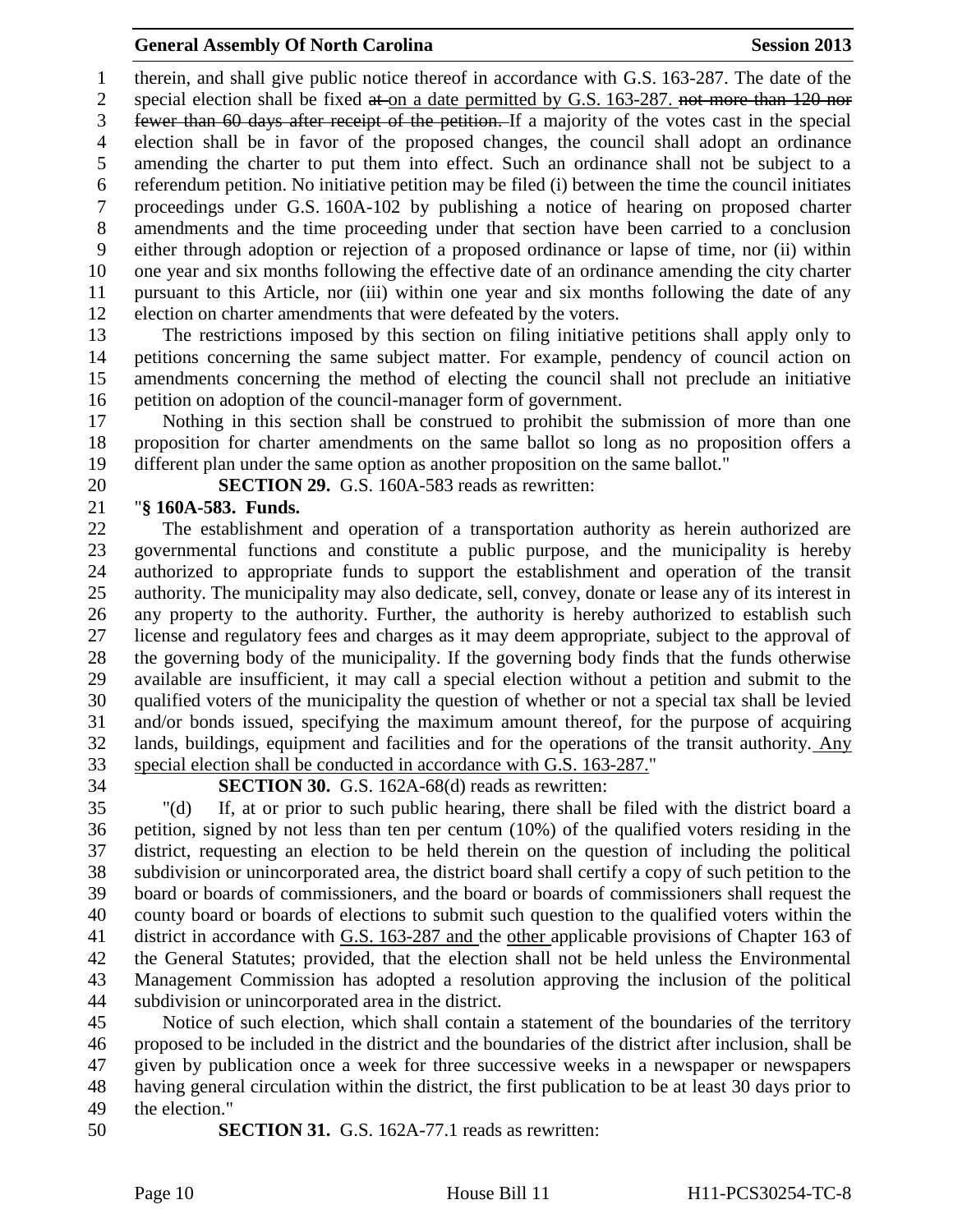therein, and shall give public notice thereof in accordance with G.S. 163-287. The date of the special election shall be fixed ~~at~~ on a date permitted by G.S. 163-287. ~~not more than 120 nor fewer than 60 days after receipt of the petition.~~ If a majority of the votes cast in the special election shall be in favor of the proposed changes, the council shall adopt an ordinance amending the charter to put them into effect. Such an ordinance shall not be subject to a referendum petition. No initiative petition may be filed (i) between the time the council initiates proceedings under G.S. 160A-102 by publishing a notice of hearing on proposed charter amendments and the time proceeding under that section have been carried to a conclusion either through adoption or rejection of a proposed ordinance or lapse of time, nor (ii) within one year and six months following the effective date of an ordinance amending the city charter pursuant to this Article, nor (iii) within one year and six months following the date of any election on charter amendments that were defeated by the voters.

The restrictions imposed by this section on filing initiative petitions shall apply only to petitions concerning the same subject matter. For example, pendency of council action on amendments concerning the method of electing the council shall not preclude an initiative petition on adoption of the council-manager form of government.

Nothing in this section shall be construed to prohibit the submission of more than one proposition for charter amendments on the same ballot so long as no proposition offers a different plan under the same option as another proposition on the same ballot."

**SECTION 29.** G.S. 160A-583 reads as rewritten:

"**§ 160A-583. Funds.**

The establishment and operation of a transportation authority as herein authorized are governmental functions and constitute a public purpose, and the municipality is hereby authorized to appropriate funds to support the establishment and operation of the transit authority. The municipality may also dedicate, sell, convey, donate or lease any of its interest in any property to the authority. Further, the authority is hereby authorized to establish such license and regulatory fees and charges as it may deem appropriate, subject to the approval of the governing body of the municipality. If the governing body finds that the funds otherwise available are insufficient, it may call a special election without a petition and submit to the qualified voters of the municipality the question of whether or not a special tax shall be levied and/or bonds issued, specifying the maximum amount thereof, for the purpose of acquiring lands, buildings, equipment and facilities and for the operations of the transit authority. <u>Any special election shall be conducted in accordance with G.S. 163-287.</u>"

**SECTION 30.** G.S. 162A-68(d) reads as rewritten:

"(d) If, at or prior to such public hearing, there shall be filed with the district board a petition, signed by not less than ten per centum (10%) of the qualified voters residing in the district, requesting an election to be held therein on the question of including the political subdivision or unincorporated area, the district board shall certify a copy of such petition to the board or boards of commissioners, and the board or boards of commissioners shall request the county board or boards of elections to submit such question to the qualified voters within the district in accordance with <u>G.S. 163-287 and</u> the <u>other</u> applicable provisions of Chapter 163 of the General Statutes; provided, that the election shall not be held unless the Environmental Management Commission has adopted a resolution approving the inclusion of the political subdivision or unincorporated area in the district.

Notice of such election, which shall contain a statement of the boundaries of the territory proposed to be included in the district and the boundaries of the district after inclusion, shall be given by publication once a week for three successive weeks in a newspaper or newspapers having general circulation within the district, the first publication to be at least 30 days prior to the election."

**SECTION 31.** G.S. 162A-77.1 reads as rewritten: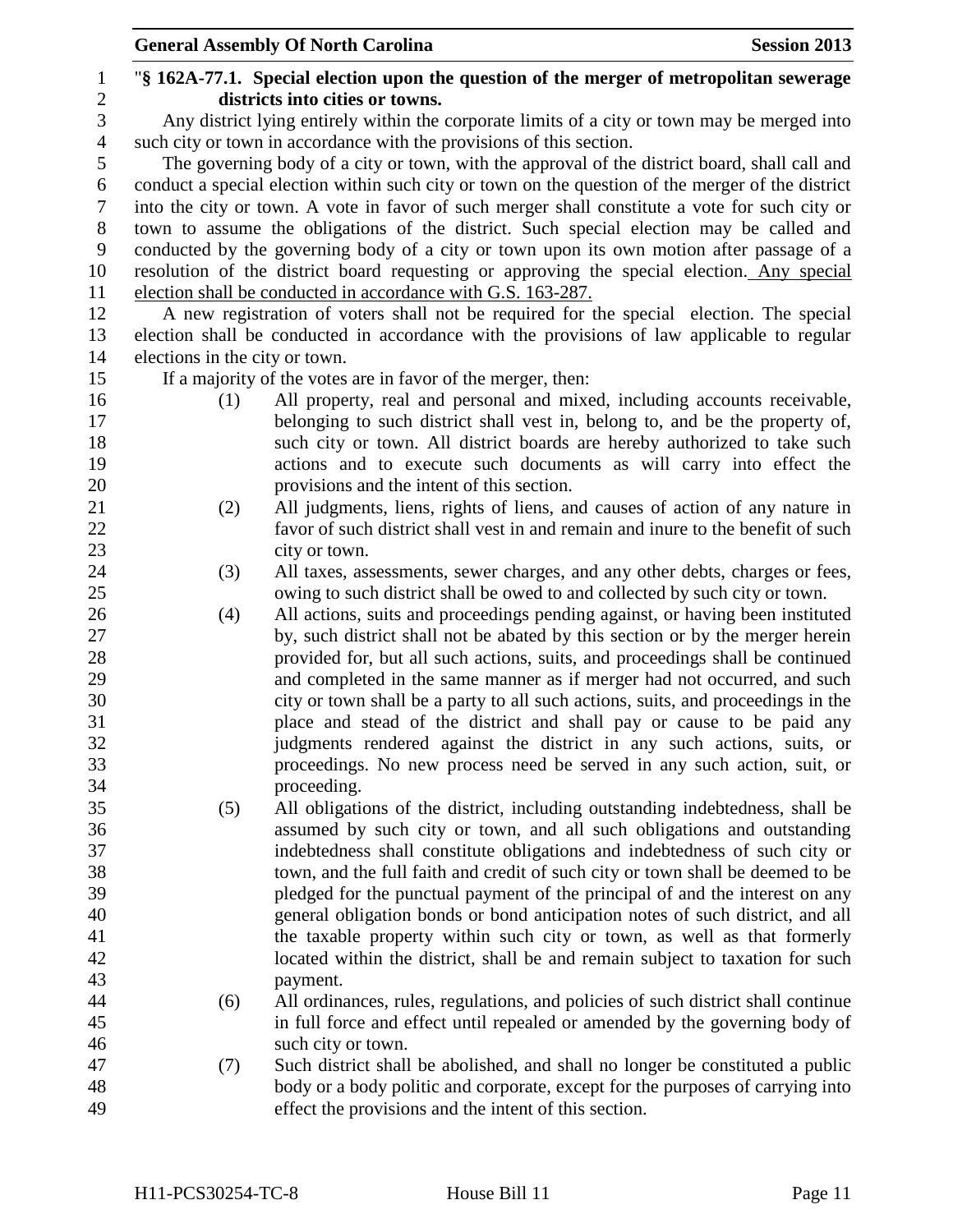"**§ 162A-77.1. Special election upon the question of the merger of metropolitan sewerage districts into cities or towns.**

Any district lying entirely within the corporate limits of a city or town may be merged into such city or town in accordance with the provisions of this section.

The governing body of a city or town, with the approval of the district board, shall call and conduct a special election within such city or town on the question of the merger of the district into the city or town. A vote in favor of such merger shall constitute a vote for such city or town to assume the obligations of the district. Such special election may be called and conducted by the governing body of a city or town upon its own motion after passage of a resolution of the district board requesting or approving the special election. <u>Any special election shall be conducted in accordance with G.S. 163-287.</u>

A new registration of voters shall not be required for the special election. The special election shall be conducted in accordance with the provisions of law applicable to regular elections in the city or town.

If a majority of the votes are in favor of the merger, then:

(1) All property, real and personal and mixed, including accounts receivable, belonging to such district shall vest in, belong to, and be the property of, such city or town. All district boards are hereby authorized to take such actions and to execute such documents as will carry into effect the provisions and the intent of this section.

(2) All judgments, liens, rights of liens, and causes of action of any nature in favor of such district shall vest in and remain and inure to the benefit of such city or town.

(3) All taxes, assessments, sewer charges, and any other debts, charges or fees, owing to such district shall be owed to and collected by such city or town.

(4) All actions, suits and proceedings pending against, or having been instituted by, such district shall not be abated by this section or by the merger herein provided for, but all such actions, suits, and proceedings shall be continued and completed in the same manner as if merger had not occurred, and such city or town shall be a party to all such actions, suits, and proceedings in the place and stead of the district and shall pay or cause to be paid any judgments rendered against the district in any such actions, suits, or proceedings. No new process need be served in any such action, suit, or proceeding.

(5) All obligations of the district, including outstanding indebtedness, shall be assumed by such city or town, and all such obligations and outstanding indebtedness shall constitute obligations and indebtedness of such city or town, and the full faith and credit of such city or town shall be deemed to be pledged for the punctual payment of the principal of and the interest on any general obligation bonds or bond anticipation notes of such district, and all the taxable property within such city or town, as well as that formerly located within the district, shall be and remain subject to taxation for such payment.

(6) All ordinances, rules, regulations, and policies of such district shall continue in full force and effect until repealed or amended by the governing body of such city or town.

(7) Such district shall be abolished, and shall no longer be constituted a public body or a body politic and corporate, except for the purposes of carrying into effect the provisions and the intent of this section.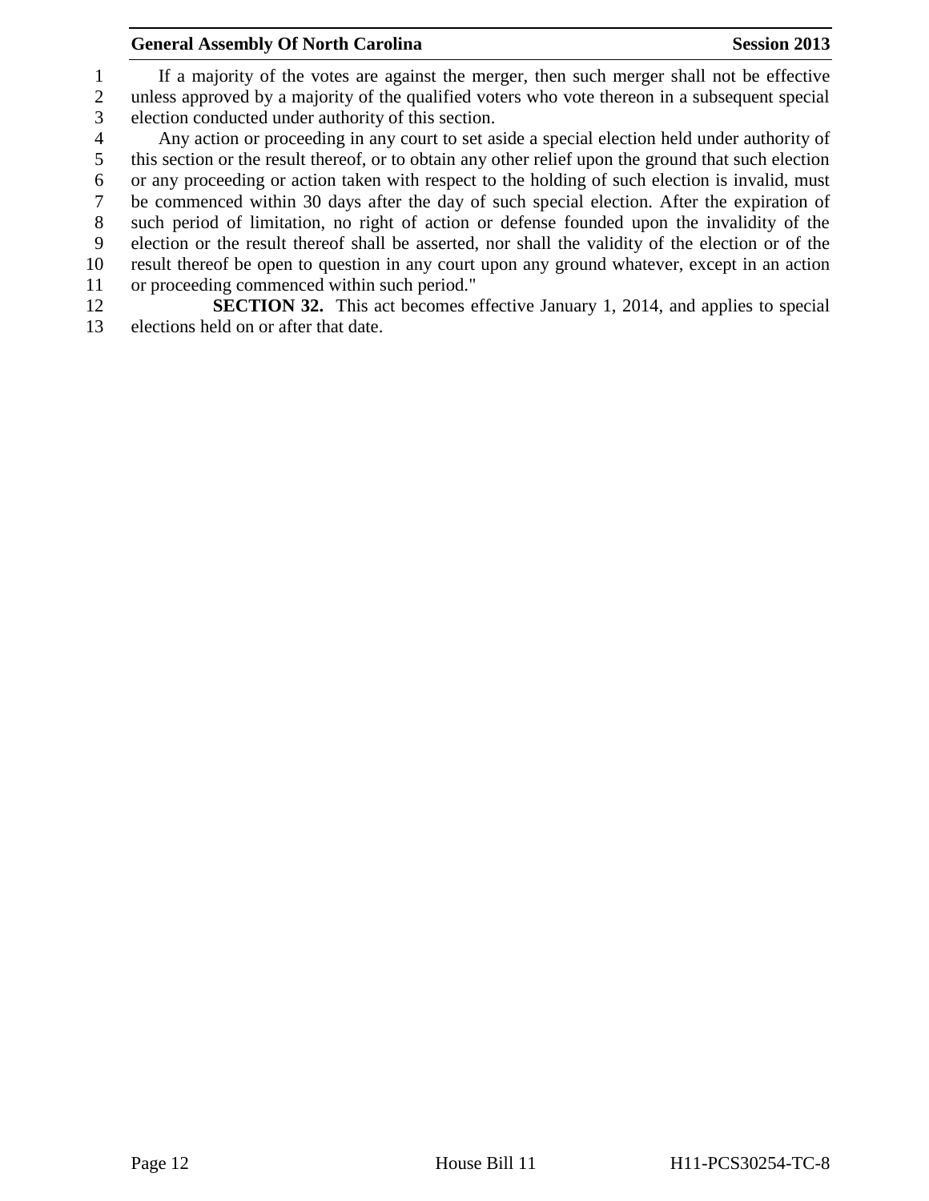If a majority of the votes are against the merger, then such merger shall not be effective unless approved by a majority of the qualified voters who vote thereon in a subsequent special election conducted under authority of this section.

Any action or proceeding in any court to set aside a special election held under authority of this section or the result thereof, or to obtain any other relief upon the ground that such election or any proceeding or action taken with respect to the holding of such election is invalid, must be commenced within 30 days after the day of such special election. After the expiration of such period of limitation, no right of action or defense founded upon the invalidity of the election or the result thereof shall be asserted, nor shall the validity of the election or of the result thereof be open to question in any court upon any ground whatever, except in an action or proceeding commenced within such period."

**SECTION 32.** This act becomes effective January 1, 2014, and applies to special elections held on or after that date.